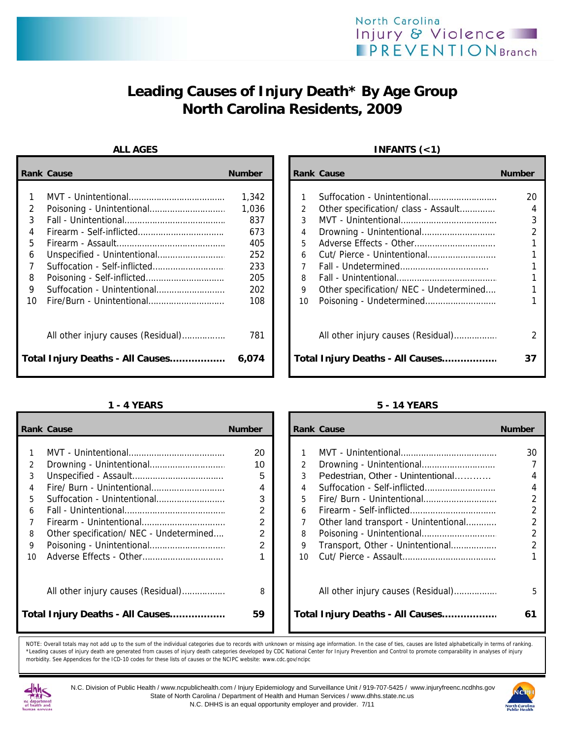North Carolina Injury & Violence PREVENTION Branch

# Leading Causes of Injury Death* By Age Group
# North Carolina Residents, 2009

### ALL AGES

| Rank | Cause | Number |
|---|---|---|
| 1 | MVT - Unintentional | 1,342 |
| 2 | Poisoning - Unintentional | 1,036 |
| 3 | Fall - Unintentional | 837 |
| 4 | Firearm - Self-inflicted | 673 |
| 5 | Firearm - Assault | 405 |
| 6 | Unspecified - Unintentional | 252 |
| 7 | Suffocation - Self-inflicted | 233 |
| 8 | Poisoning - Self-inflicted | 205 |
| 9 | Suffocation - Unintentional | 202 |
| 10 | Fire/Burn - Unintentional | 108 |
| | All other injury causes (Residual) | 781 |
| | **Total Injury Deaths - All Causes** | **6,074** |

### INFANTS (<1)

| Rank | Cause | Number |
|---|---|---|
| 1 | Suffocation - Unintentional | 20 |
| 2 | Other specification/ class - Assault | 4 |
| 3 | MVT - Unintentional | 3 |
| 4 | Drowning - Unintentional | 2 |
| 5 | Adverse Effects - Other | 1 |
| 6 | Cut/ Pierce - Unintentional | 1 |
| 7 | Fall - Undetermined | 1 |
| 8 | Fall - Unintentional | 1 |
| 9 | Other specification/ NEC - Undetermined | 1 |
| 10 | Poisoning - Undetermined | 1 |
| | All other injury causes (Residual) | 2 |
| | **Total Injury Deaths - All Causes** | **37** |

### 1 - 4 YEARS

| Rank | Cause | Number |
|---|---|---|
| 1 | MVT - Unintentional | 20 |
| 2 | Drowning - Unintentional | 10 |
| 3 | Unspecified - Assault | 5 |
| 4 | Fire/ Burn - Unintentional | 4 |
| 5 | Suffocation - Unintentional | 3 |
| 6 | Fall - Unintentional | 2 |
| 7 | Firearm - Unintentional | 2 |
| 8 | Other specification/ NEC - Undetermined | 2 |
| 9 | Poisoning - Unintentional | 2 |
| 10 | Adverse Effects - Other | 1 |
| | All other injury causes (Residual) | 8 |
| | **Total Injury Deaths - All Causes** | **59** |

### 5 - 14 YEARS

| Rank | Cause | Number |
|---|---|---|
| 1 | MVT - Unintentional | 30 |
| 2 | Drowning - Unintentional | 7 |
| 3 | Pedestrian, Other - Unintentional | 4 |
| 4 | Suffocation - Self-inflicted | 4 |
| 5 | Fire/ Burn - Unintentional | 2 |
| 6 | Firearm - Self-inflicted | 2 |
| 7 | Other land transport - Unintentional | 2 |
| 8 | Poisoning - Unintentional | 2 |
| 9 | Transport, Other - Unintentional | 2 |
| 10 | Cut/ Pierce - Assault | 1 |
| | All other injury causes (Residual) | 5 |
| | **Total Injury Deaths - All Causes** | **61** |

NOTE: Overall totals may not add up to the sum of the individual categories due to records with unknown or missing age information. In the case of ties, causes are listed alphabetically in terms of ranking.
*Leading causes of injury death are generated from causes of injury death categories developed by CDC National Center for Injury Prevention and Control to promote comparability in analyses of injury morbidity. See Appendices for the ICD-10 codes for these lists of causes or the NCIPC website: www.cdc.gov/ncipc

N.C. Division of Public Health / www.ncpublichealth.com / Injury Epidemiology and Surveillance Unit / 919-707-5425 / www.injuryfreenc.ncdhhs.gov
State of North Carolina / Department of Health and Human Services / www.dhhs.state.nc.us
N.C. DHHS is an equal opportunity employer and provider. 7/11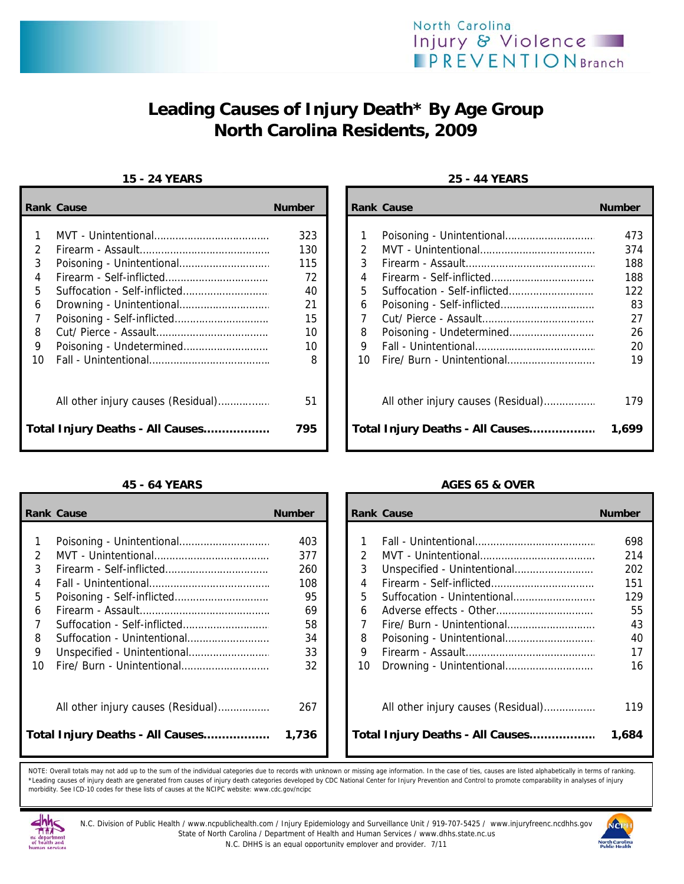# Leading Causes of Injury Death* By Age Group North Carolina Residents, 2009

### 15 - 24 YEARS

| Rank | Cause | Number |
|---|---|---|
| 1 | MVT - Unintentional | 323 |
| 2 | Firearm - Assault | 130 |
| 3 | Poisoning - Unintentional | 115 |
| 4 | Firearm - Self-inflicted | 72 |
| 5 | Suffocation - Self-inflicted | 40 |
| 6 | Drowning - Unintentional | 21 |
| 7 | Poisoning - Self-inflicted | 15 |
| 8 | Cut/ Pierce - Assault | 10 |
| 9 | Poisoning - Undetermined | 10 |
| 10 | Fall - Unintentional | 8 |
| | All other injury causes (Residual) | 51 |
| | **Total Injury Deaths - All Causes** | **795** |

### 25 - 44 YEARS

| Rank | Cause | Number |
|---|---|---|
| 1 | Poisoning - Unintentional | 473 |
| 2 | MVT - Unintentional | 374 |
| 3 | Firearm - Assault | 188 |
| 4 | Firearm - Self-inflicted | 188 |
| 5 | Suffocation - Self-inflicted | 122 |
| 6 | Poisoning - Self-inflicted | 83 |
| 7 | Cut/ Pierce - Assault | 27 |
| 8 | Poisoning - Undetermined | 26 |
| 9 | Fall - Unintentional | 20 |
| 10 | Fire/ Burn - Unintentional | 19 |
| | All other injury causes (Residual) | 179 |
| | **Total Injury Deaths - All Causes** | **1,699** |

### 45 - 64 YEARS

| Rank | Cause | Number |
|---|---|---|
| 1 | Poisoning - Unintentional | 403 |
| 2 | MVT - Unintentional | 377 |
| 3 | Firearm - Self-inflicted | 260 |
| 4 | Fall - Unintentional | 108 |
| 5 | Poisoning - Self-inflicted | 95 |
| 6 | Firearm - Assault | 69 |
| 7 | Suffocation - Self-inflicted | 58 |
| 8 | Suffocation - Unintentional | 34 |
| 9 | Unspecified - Unintentional | 33 |
| 10 | Fire/ Burn - Unintentional | 32 |
| | All other injury causes (Residual) | 267 |
| | **Total Injury Deaths - All Causes** | **1,736** |

### AGES 65 & OVER

| Rank | Cause | Number |
|---|---|---|
| 1 | Fall - Unintentional | 698 |
| 2 | MVT - Unintentional | 214 |
| 3 | Unspecified - Unintentional | 202 |
| 4 | Firearm - Self-inflicted | 151 |
| 5 | Suffocation - Unintentional | 129 |
| 6 | Adverse effects - Other | 55 |
| 7 | Fire/ Burn - Unintentional | 43 |
| 8 | Poisoning - Unintentional | 40 |
| 9 | Firearm - Assault | 17 |
| 10 | Drowning - Unintentional | 16 |
| | All other injury causes (Residual) | 119 |
| | **Total Injury Deaths - All Causes** | **1,684** |

NOTE: Overall totals may not add up to the sum of the individual categories due to records with unknown or missing age information. In the case of ties, causes are listed alphabetically in terms of ranking.
*Leading causes of injury death are generated from causes of injury death categories developed by CDC National Center for Injury Prevention and Control to promote comparability in analyses of injury morbidity. See ICD-10 codes for these lists of causes at the NCIPC website: www.cdc.gov/ncipc

N.C. Division of Public Health / www.ncpublichealth.com / Injury Epidemiology and Surveillance Unit / 919-707-5425 / www.injuryfreenc.ncdhhs.gov
State of North Carolina / Department of Health and Human Services / www.dhhs.state.nc.us
N.C. DHHS is an equal opportunity employer and provider. 7/11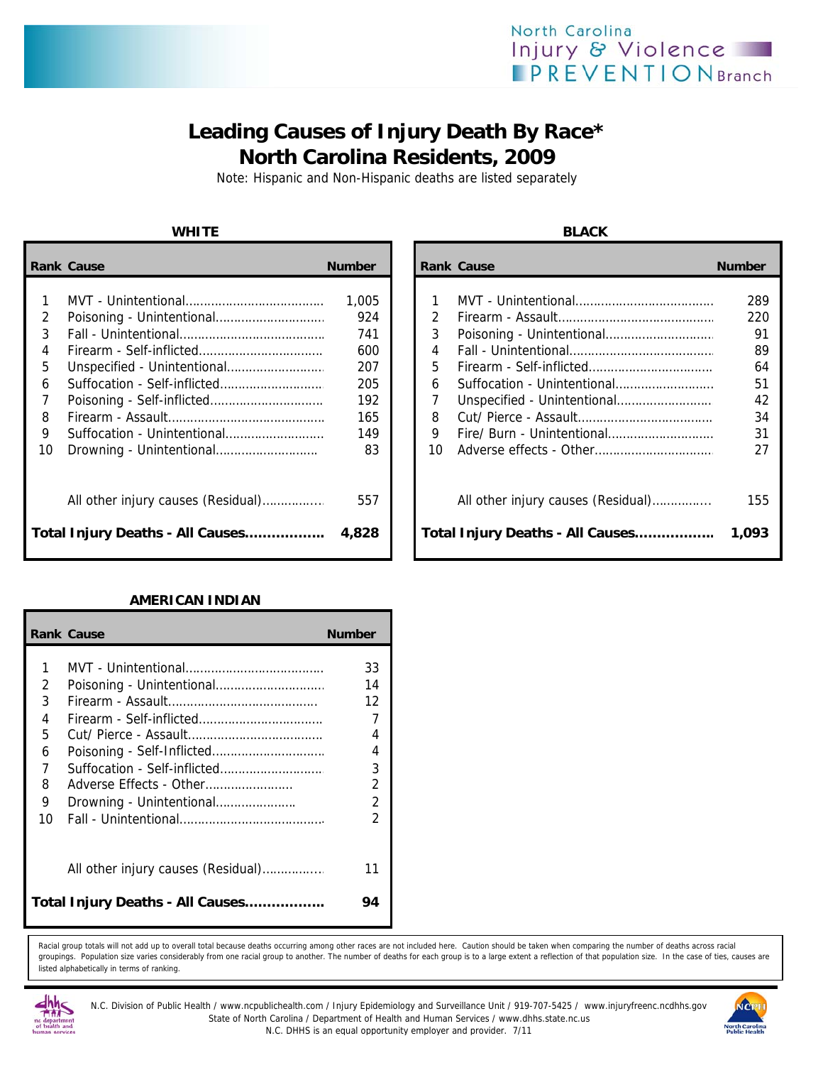# Leading Causes of Injury Death By Race*
# North Carolina Residents, 2009

Note: Hispanic and Non-Hispanic deaths are listed separately

### WHITE

| Rank | Cause | Number |
|---|---|---|
| 1 | MVT - Unintentional | 1,005 |
| 2 | Poisoning - Unintentional | 924 |
| 3 | Fall - Unintentional | 741 |
| 4 | Firearm - Self-inflicted | 600 |
| 5 | Unspecified - Unintentional | 207 |
| 6 | Suffocation - Self-inflicted | 205 |
| 7 | Poisoning - Self-inflicted | 192 |
| 8 | Firearm - Assault | 165 |
| 9 | Suffocation - Unintentional | 149 |
| 10 | Drowning - Unintentional | 83 |
| | All other injury causes (Residual) | 557 |
| | **Total Injury Deaths - All Causes** | **4,828** |

### BLACK

| Rank | Cause | Number |
|---|---|---|
| 1 | MVT - Unintentional | 289 |
| 2 | Firearm - Assault | 220 |
| 3 | Poisoning - Unintentional | 91 |
| 4 | Fall - Unintentional | 89 |
| 5 | Firearm - Self-inflicted | 64 |
| 6 | Suffocation - Unintentional | 51 |
| 7 | Unspecified - Unintentional | 42 |
| 8 | Cut/ Pierce - Assault | 34 |
| 9 | Fire/ Burn - Unintentional | 31 |
| 10 | Adverse effects - Other | 27 |
| | All other injury causes (Residual) | 155 |
| | **Total Injury Deaths - All Causes** | **1,093** |

### AMERICAN INDIAN

| Rank | Cause | Number |
|---|---|---|
| 1 | MVT - Unintentional | 33 |
| 2 | Poisoning - Unintentional | 14 |
| 3 | Firearm - Assault | 12 |
| 4 | Firearm - Self-inflicted | 7 |
| 5 | Cut/ Pierce - Assault | 4 |
| 6 | Poisoning - Self-Inflicted | 4 |
| 7 | Suffocation - Self-inflicted | 3 |
| 8 | Adverse Effects - Other | 2 |
| 9 | Drowning - Unintentional | 2 |
| 10 | Fall - Unintentional | 2 |
| | All other injury causes (Residual) | 11 |
| | **Total Injury Deaths - All Causes** | **94** |

Racial group totals will not add up to overall total because deaths occurring among other races are not included here. Caution should be taken when comparing the number of deaths across racial groupings. Population size varies considerably from one racial group to another. The number of deaths for each group is to a large extent a reflection of that population size. In the case of ties, causes are listed alphabetically in terms of ranking.

N.C. Division of Public Health / www.ncpublichealth.com / Injury Epidemiology and Surveillance Unit / 919-707-5425 / www.injuryfreenc.ncdhhs.gov
State of North Carolina / Department of Health and Human Services / www.dhhs.state.nc.us
N.C. DHHS is an equal opportunity employer and provider. 7/11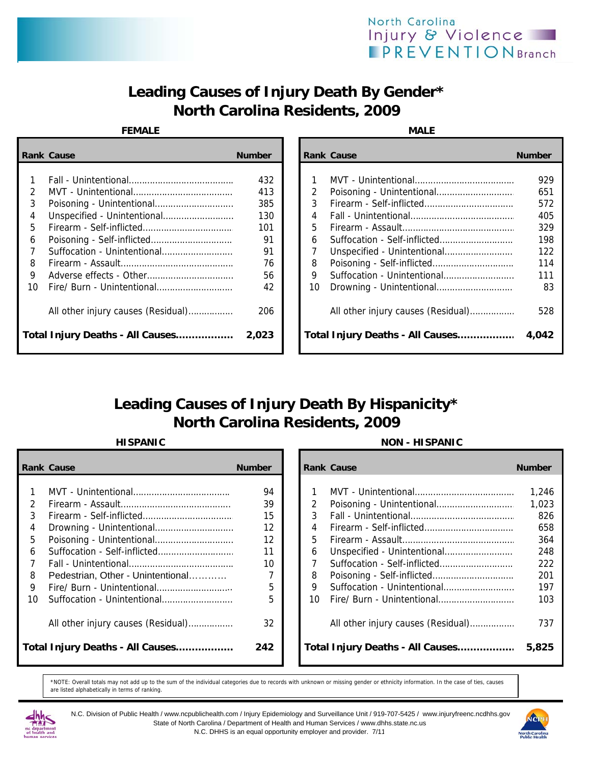North Carolina Injury & Violence PREVENTION Branch

## Leading Causes of Injury Death By Gender* North Carolina Residents, 2009

**FEMALE**

| Rank | Cause | Number |
|---|---|---|
| 1 | Fall - Unintentional | 432 |
| 2 | MVT - Unintentional | 413 |
| 3 | Poisoning - Unintentional | 385 |
| 4 | Unspecified - Unintentional | 130 |
| 5 | Firearm - Self-inflicted | 101 |
| 6 | Poisoning - Self-inflicted | 91 |
| 7 | Suffocation - Unintentional | 91 |
| 8 | Firearm - Assault | 76 |
| 9 | Adverse effects - Other | 56 |
| 10 | Fire/ Burn - Unintentional | 42 |
| | All other injury causes (Residual) | 206 |
| | **Total Injury Deaths - All Causes** | **2,023** |

**MALE**

| Rank | Cause | Number |
|---|---|---|
| 1 | MVT - Unintentional | 929 |
| 2 | Poisoning - Unintentional | 651 |
| 3 | Firearm - Self-inflicted | 572 |
| 4 | Fall - Unintentional | 405 |
| 5 | Firearm - Assault | 329 |
| 6 | Suffocation - Self-inflicted | 198 |
| 7 | Unspecified - Unintentional | 122 |
| 8 | Poisoning - Self-inflicted | 114 |
| 9 | Suffocation - Unintentional | 111 |
| 10 | Drowning - Unintentional | 83 |
| | All other injury causes (Residual) | 528 |
| | **Total Injury Deaths - All Causes** | **4,042** |

## Leading Causes of Injury Death By Hispanicity* North Carolina Residents, 2009

**HISPANIC**

| Rank | Cause | Number |
|---|---|---|
| 1 | MVT - Unintentional | 94 |
| 2 | Firearm - Assault | 39 |
| 3 | Firearm - Self-inflicted | 15 |
| 4 | Drowning - Unintentional | 12 |
| 5 | Poisoning - Unintentional | 12 |
| 6 | Suffocation - Self-inflicted | 11 |
| 7 | Fall - Unintentional | 10 |
| 8 | Pedestrian, Other - Unintentional | 7 |
| 9 | Fire/ Burn - Unintentional | 5 |
| 10 | Suffocation - Unintentional | 5 |
| | All other injury causes (Residual) | 32 |
| | **Total Injury Deaths - All Causes** | **242** |

**NON - HISPANIC**

| Rank | Cause | Number |
|---|---|---|
| 1 | MVT - Unintentional | 1,246 |
| 2 | Poisoning - Unintentional | 1,023 |
| 3 | Fall - Unintentional | 826 |
| 4 | Firearm - Self-inflicted | 658 |
| 5 | Firearm - Assault | 364 |
| 6 | Unspecified - Unintentional | 248 |
| 7 | Suffocation - Self-inflicted | 222 |
| 8 | Poisoning - Self-inflicted | 201 |
| 9 | Suffocation - Unintentional | 197 |
| 10 | Fire/ Burn - Unintentional | 103 |
| | All other injury causes (Residual) | 737 |
| | **Total Injury Deaths - All Causes** | **5,825** |

*NOTE: Overall totals may not add up to the sum of the individual categories due to records with unknown or missing gender or ethnicity information. In the case of ties, causes are listed alphabetically in terms of ranking.

N.C. Division of Public Health / www.ncpublichealth.com / Injury Epidemiology and Surveillance Unit / 919-707-5425 / www.injuryfreenc.ncdhhs.gov
State of North Carolina / Department of Health and Human Services / www.dhhs.state.nc.us
N.C. DHHS is an equal opportunity employer and provider. 7/11